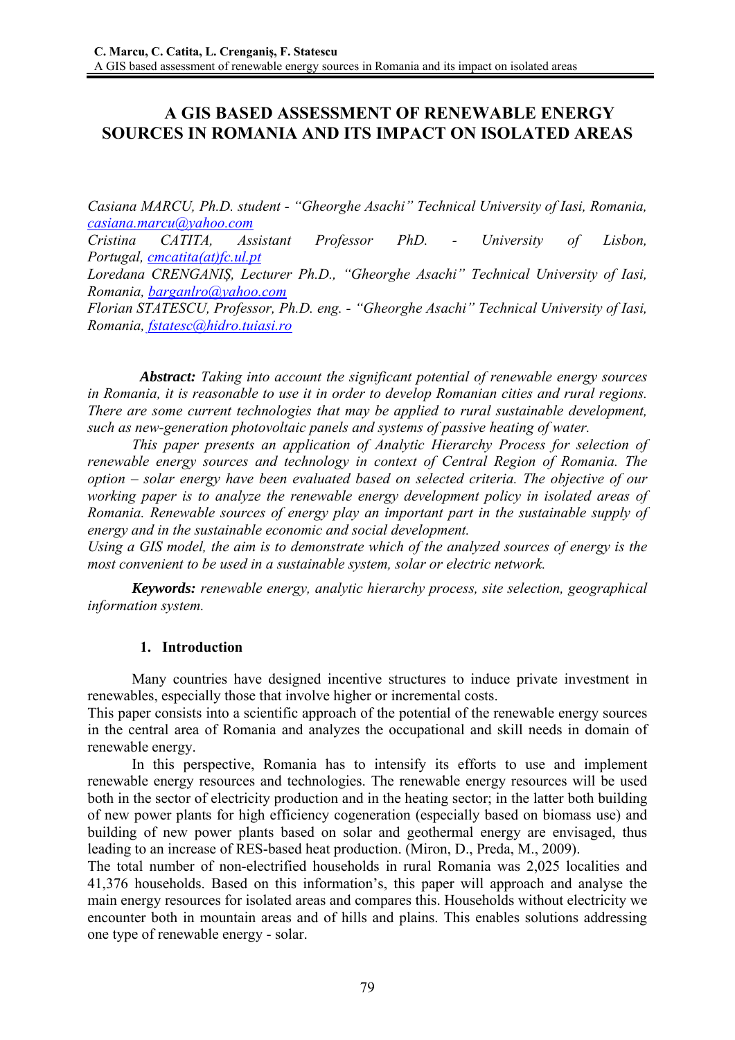# A GIS BASED ASSESSMENT OF RENEWABLE ENERGY SOURCES IN ROMANIA AND ITS IMPACT ON ISOLATED AREAS

*Casiana MARCU, Ph.D. student - "Gheorghe Asachi" Technical University of Iasi, Romania, casiana.marcu@yahoo.com*
*Cristina CATITA, Assistant Professor PhD. - University of Lisbon, Portugal, cmcatita(at)fc.ul.pt*
*Loredana CRENGANIŞ, Lecturer Ph.D., "Gheorghe Asachi" Technical University of Iasi, Romania, barganlro@yahoo.com*
*Florian STATESCU, Professor, Ph.D. eng. - "Gheorghe Asachi" Technical University of Iasi, Romania, fstatesc@hidro.tuiasi.ro*

***Abstract:*** *Taking into account the significant potential of renewable energy sources in Romania, it is reasonable to use it in order to develop Romanian cities and rural regions. There are some current technologies that may be applied to rural sustainable development, such as new-generation photovoltaic panels and systems of passive heating of water.*

*This paper presents an application of Analytic Hierarchy Process for selection of renewable energy sources and technology in context of Central Region of Romania. The option – solar energy have been evaluated based on selected criteria. The objective of our working paper is to analyze the renewable energy development policy in isolated areas of Romania. Renewable sources of energy play an important part in the sustainable supply of energy and in the sustainable economic and social development.*

*Using a GIS model, the aim is to demonstrate which of the analyzed sources of energy is the most convenient to be used in a sustainable system, solar or electric network.*

***Keywords:*** *renewable energy, analytic hierarchy process, site selection, geographical information system.*

## 1. Introduction

Many countries have designed incentive structures to induce private investment in renewables, especially those that involve higher or incremental costs.

This paper consists into a scientific approach of the potential of the renewable energy sources in the central area of Romania and analyzes the occupational and skill needs in domain of renewable energy.

In this perspective, Romania has to intensify its efforts to use and implement renewable energy resources and technologies. The renewable energy resources will be used both in the sector of electricity production and in the heating sector; in the latter both building of new power plants for high efficiency cogeneration (especially based on biomass use) and building of new power plants based on solar and geothermal energy are envisaged, thus leading to an increase of RES-based heat production. (Miron, D., Preda, M., 2009).

The total number of non-electrified households in rural Romania was 2,025 localities and 41,376 households. Based on this information's, this paper will approach and analyse the main energy resources for isolated areas and compares this. Households without electricity we encounter both in mountain areas and of hills and plains. This enables solutions addressing one type of renewable energy - solar.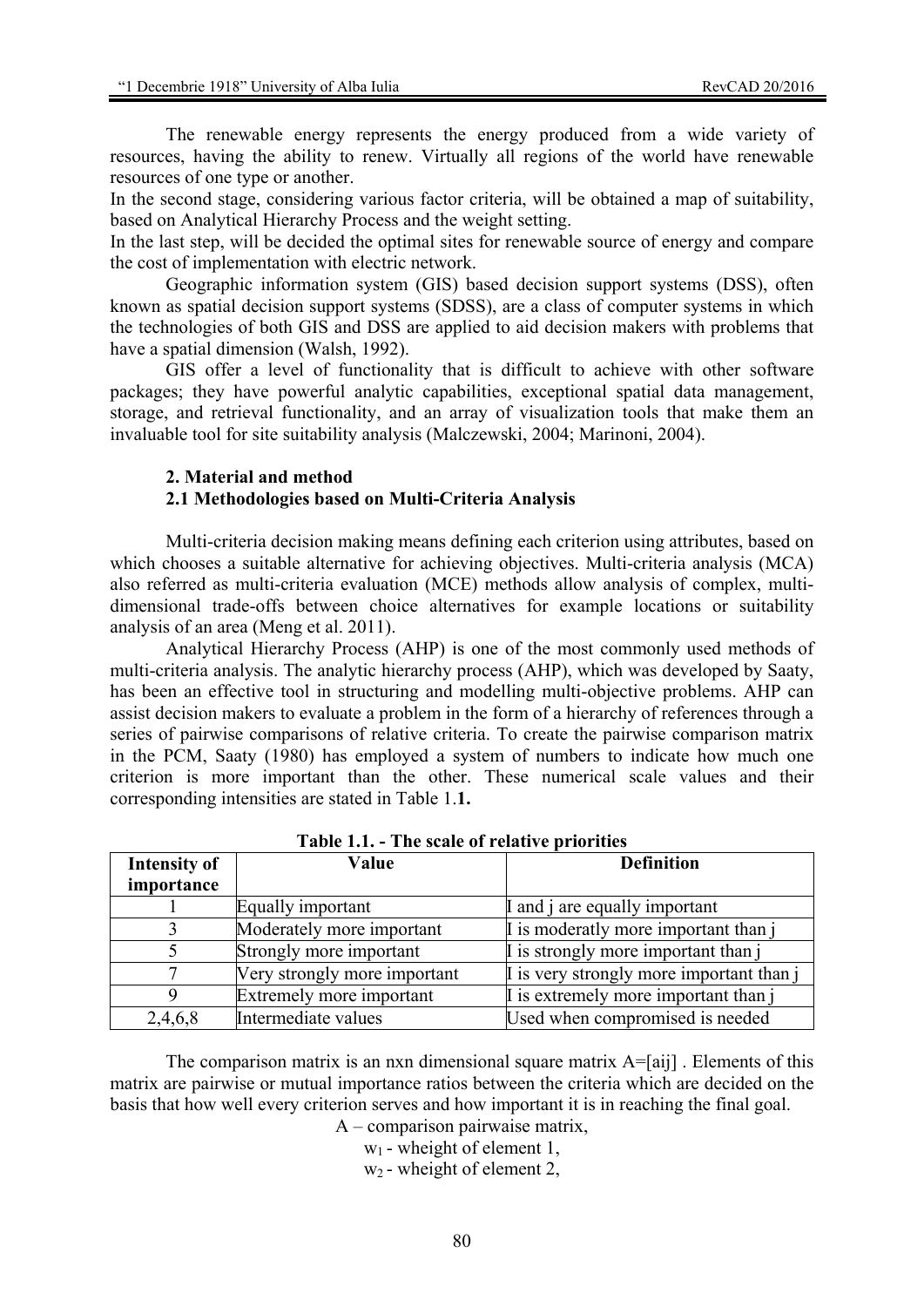The renewable energy represents the energy produced from a wide variety of resources, having the ability to renew. Virtually all regions of the world have renewable resources of one type or another.

In the second stage, considering various factor criteria, will be obtained a map of suitability, based on Analytical Hierarchy Process and the weight setting.

In the last step, will be decided the optimal sites for renewable source of energy and compare the cost of implementation with electric network.

Geographic information system (GIS) based decision support systems (DSS), often known as spatial decision support systems (SDSS), are a class of computer systems in which the technologies of both GIS and DSS are applied to aid decision makers with problems that have a spatial dimension (Walsh, 1992).

GIS offer a level of functionality that is difficult to achieve with other software packages; they have powerful analytic capabilities, exceptional spatial data management, storage, and retrieval functionality, and an array of visualization tools that make them an invaluable tool for site suitability analysis (Malczewski, 2004; Marinoni, 2004).

## 2. Material and method

### 2.1 Methodologies based on Multi-Criteria Analysis

Multi-criteria decision making means defining each criterion using attributes, based on which chooses a suitable alternative for achieving objectives. Multi-criteria analysis (MCA) also referred as multi-criteria evaluation (MCE) methods allow analysis of complex, multi-dimensional trade-offs between choice alternatives for example locations or suitability analysis of an area (Meng et al. 2011).

Analytical Hierarchy Process (AHP) is one of the most commonly used methods of multi-criteria analysis. The analytic hierarchy process (AHP), which was developed by Saaty, has been an effective tool in structuring and modelling multi-objective problems. AHP can assist decision makers to evaluate a problem in the form of a hierarchy of references through a series of pairwise comparisons of relative criteria. To create the pairwise comparison matrix in the PCM, Saaty (1980) has employed a system of numbers to indicate how much one criterion is more important than the other. These numerical scale values and their corresponding intensities are stated in Table 1.**1.**

**Table 1.1. - The scale of relative priorities**

| Intensity of importance | Value | Definition |
|---|---|---|
| 1 | Equally important | I and j are equally important |
| 3 | Moderately more important | I is moderatly more important than j |
| 5 | Strongly more important | I is strongly more important than j |
| 7 | Very strongly more important | I is very strongly more important than j |
| 9 | Extremely more important | I is extremely more important than j |
| 2,4,6,8 | Intermediate values | Used when compromised is needed |

The comparison matrix is an nxn dimensional square matrix A=[aij] . Elements of this matrix are pairwise or mutual importance ratios between the criteria which are decided on the basis that how well every criterion serves and how important it is in reaching the final goal.

A – comparison pairwaise matrix,

$w_1$ - wheight of element 1,

$w_2$ - wheight of element 2,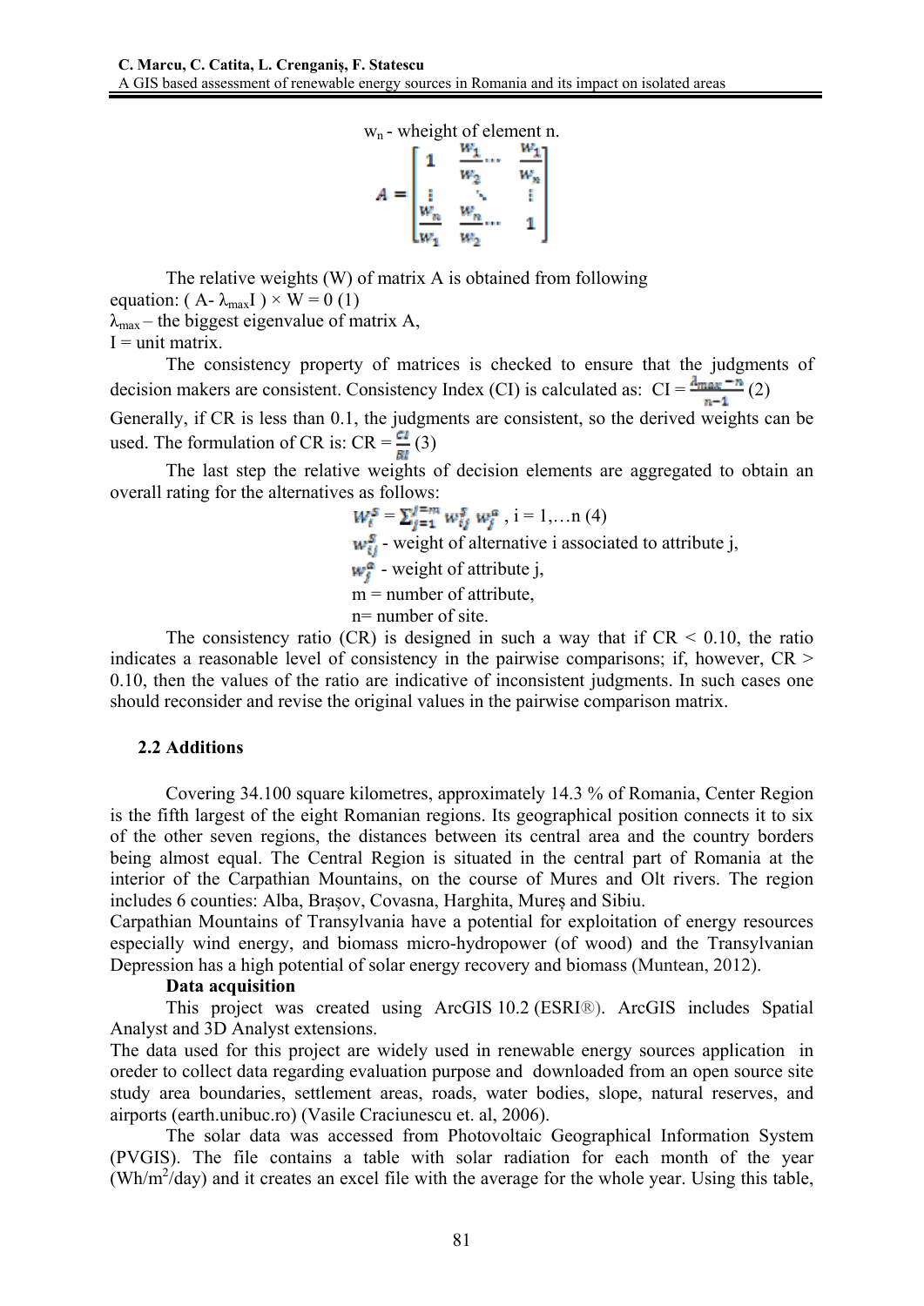$w_n$ - wheight of element n.

$$A = \begin{bmatrix} 1 & \frac{w_1}{w_2} \cdots & \frac{w_1}{w_n} \\ \vdots & \ddots & \vdots \\ \frac{w_n}{w_1} & \frac{w_n}{w_2} \cdots & 1 \end{bmatrix}$$

The relative weights (W) of matrix A is obtained from following equation: $( A- \lambda_{max}I ) \times W = 0$ (1)

$\lambda_{max}$ – the biggest eigenvalue of matrix A,

I = unit matrix.

The consistency property of matrices is checked to ensure that the judgments of decision makers are consistent. Consistency Index (CI) is calculated as: $CI = \frac{\lambda_{max} - n}{n-1}$ (2)

Generally, if CR is less than 0.1, the judgments are consistent, so the derived weights can be used. The formulation of CR is: $CR = \frac{CI}{RI}$ (3)

The last step the relative weights of decision elements are aggregated to obtain an overall rating for the alternatives as follows:

$W_i^s = \sum_{j=1}^{j=m} w_{ij}^s w_j^a$ , i = 1,…n (4)

$w_{ij}^s$ - weight of alternative i associated to attribute j,

$w_j^a$ - weight of attribute j,

m = number of attribute,

n= number of site.

The consistency ratio (CR) is designed in such a way that if CR < 0.10, the ratio indicates a reasonable level of consistency in the pairwise comparisons; if, however, CR > 0.10, then the values of the ratio are indicative of inconsistent judgments. In such cases one should reconsider and revise the original values in the pairwise comparison matrix.

### 2.2 Additions

Covering 34.100 square kilometres, approximately 14.3 % of Romania, Center Region is the fifth largest of the eight Romanian regions. Its geographical position connects it to six of the other seven regions, the distances between its central area and the country borders being almost equal. The Central Region is situated in the central part of Romania at the interior of the Carpathian Mountains, on the course of Mures and Olt rivers. The region includes 6 counties: Alba, Brașov, Covasna, Harghita, Mureș and Sibiu.

Carpathian Mountains of Transylvania have a potential for exploitation of energy resources especially wind energy, and biomass micro-hydropower (of wood) and the Transylvanian Depression has a high potential of solar energy recovery and biomass (Muntean, 2012).

**Data acquisition**

This project was created using ArcGIS 10.2 (ESRI®). ArcGIS includes Spatial Analyst and 3D Analyst extensions.

The data used for this project are widely used in renewable energy sources application in oreder to collect data regarding evaluation purpose and downloaded from an open source site study area boundaries, settlement areas, roads, water bodies, slope, natural reserves, and airports (earth.unibuc.ro) (Vasile Craciunescu et. al, 2006).

The solar data was accessed from Photovoltaic Geographical Information System (PVGIS). The file contains a table with solar radiation for each month of the year ($Wh/m^2$/day) and it creates an excel file with the average for the whole year. Using this table,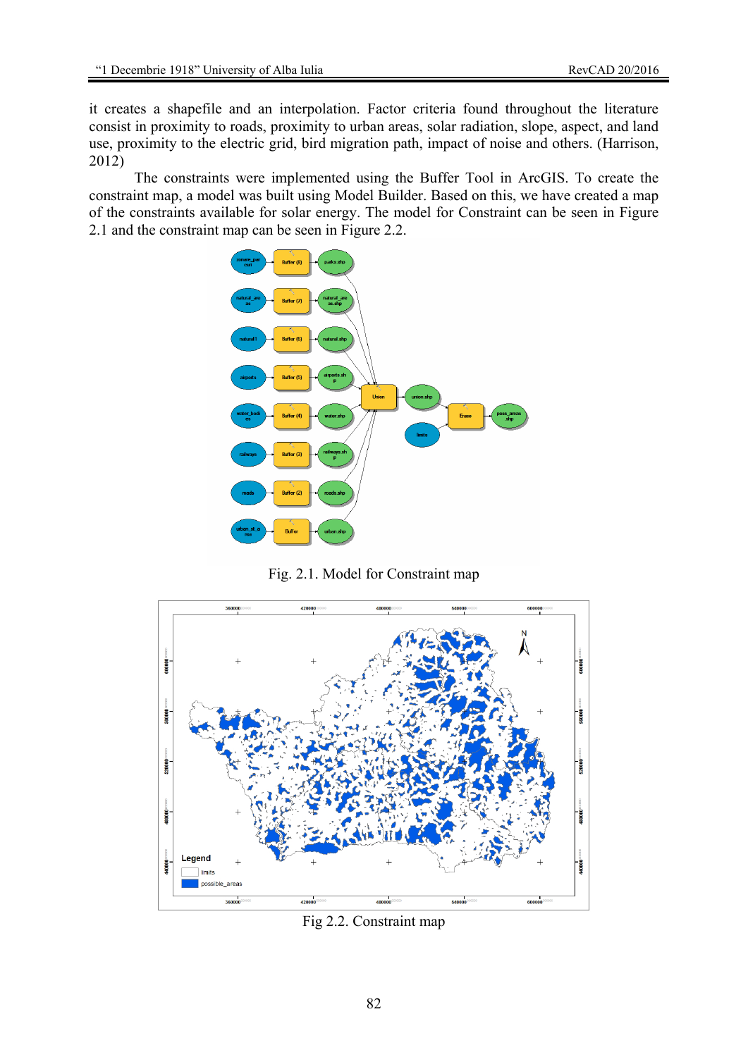it creates a shapefile and an interpolation. Factor criteria found throughout the literature consist in proximity to roads, proximity to urban areas, solar radiation, slope, aspect, and land use, proximity to the electric grid, bird migration path, impact of noise and others. (Harrison, 2012)

The constraints were implemented using the Buffer Tool in ArcGIS. To create the constraint map, a model was built using Model Builder. Based on this, we have created a map of the constraints available for solar energy. The model for Constraint can be seen in Figure 2.1 and the constraint map can be seen in Figure 2.2.

Fig. 2.1. Model for Constraint map

Fig 2.2. Constraint map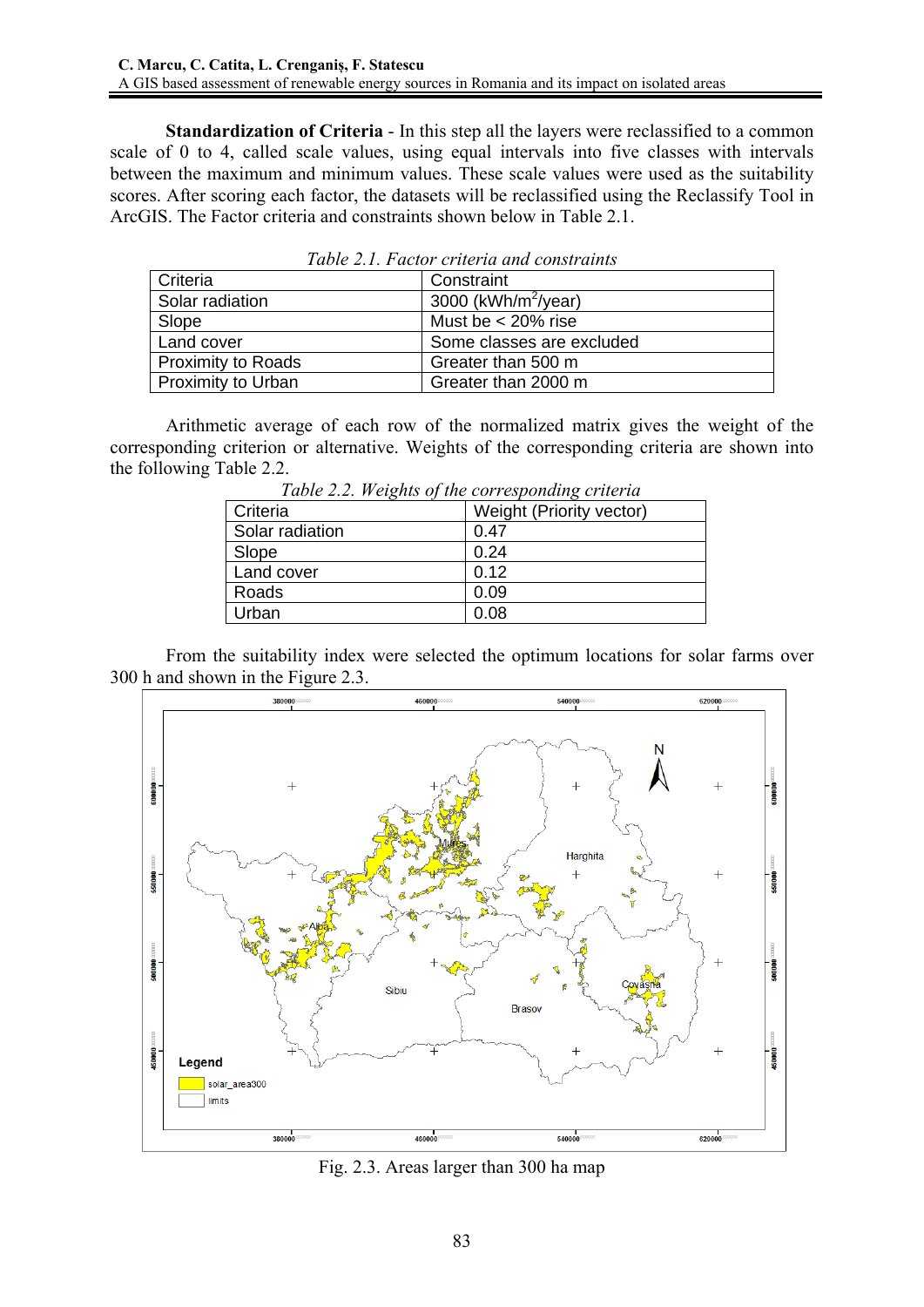**Standardization of Criteria** - In this step all the layers were reclassified to a common scale of 0 to 4, called scale values, using equal intervals into five classes with intervals between the maximum and minimum values. These scale values were used as the suitability scores. After scoring each factor, the datasets will be reclassified using the Reclassify Tool in ArcGIS. The Factor criteria and constraints shown below in Table 2.1.

*Table 2.1. Factor criteria and constraints*

| Criteria | Constraint |
|---|---|
| Solar radiation | 3000 (kWh/m$^2$/year) |
| Slope | Must be < 20% rise |
| Land cover | Some classes are excluded |
| Proximity to Roads | Greater than 500 m |
| Proximity to Urban | Greater than 2000 m |

Arithmetic average of each row of the normalized matrix gives the weight of the corresponding criterion or alternative. Weights of the corresponding criteria are shown into the following Table 2.2.

*Table 2.2. Weights of the corresponding criteria*

| Criteria | Weight (Priority vector) |
|---|---|
| Solar radiation | 0.47 |
| Slope | 0.24 |
| Land cover | 0.12 |
| Roads | 0.09 |
| Urban | 0.08 |

From the suitability index were selected the optimum locations for solar farms over 300 h and shown in the Figure 2.3.

Fig. 2.3. Areas larger than 300 ha map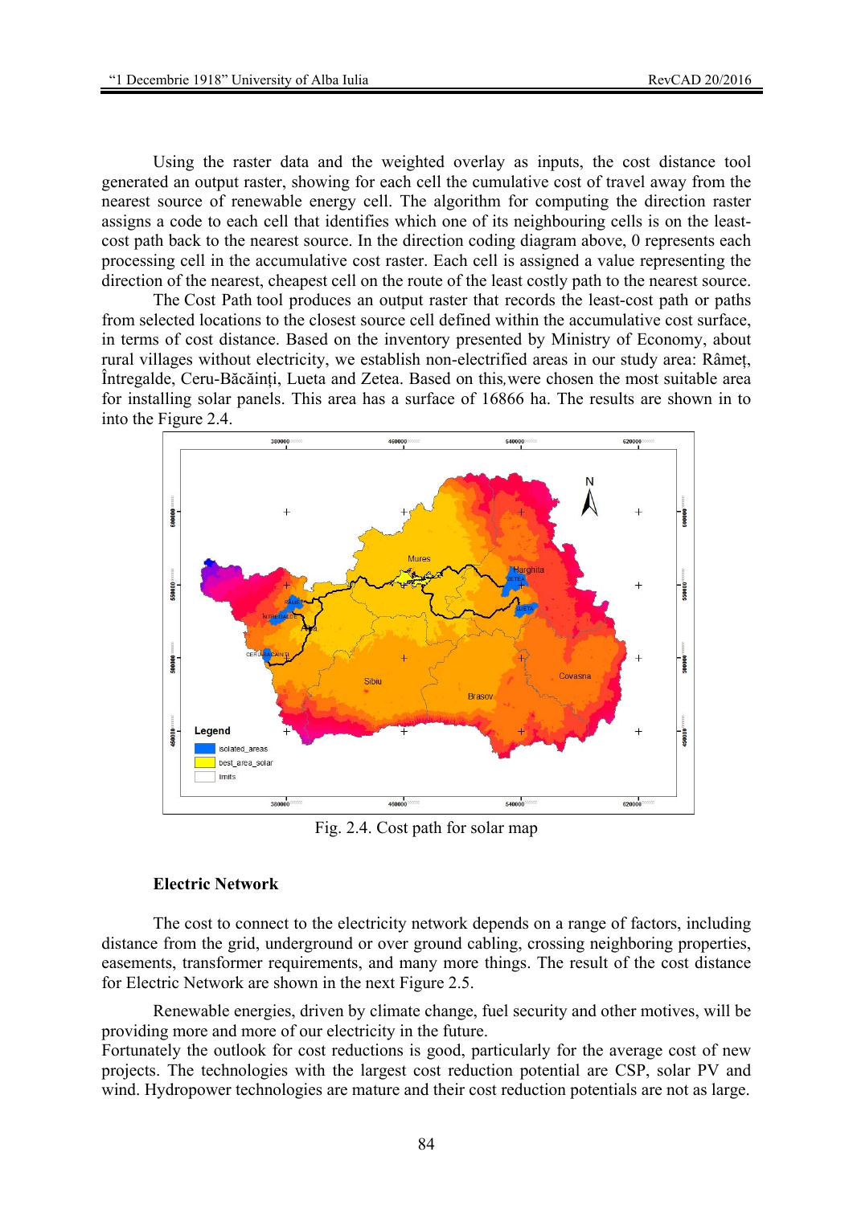Using the raster data and the weighted overlay as inputs, the cost distance tool generated an output raster, showing for each cell the cumulative cost of travel away from the nearest source of renewable energy cell. The algorithm for computing the direction raster assigns a code to each cell that identifies which one of its neighbouring cells is on the least-cost path back to the nearest source. In the direction coding diagram above, 0 represents each processing cell in the accumulative cost raster. Each cell is assigned a value representing the direction of the nearest, cheapest cell on the route of the least costly path to the nearest source.

The Cost Path tool produces an output raster that records the least-cost path or paths from selected locations to the closest source cell defined within the accumulative cost surface, in terms of cost distance. Based on the inventory presented by Ministry of Economy, about rural villages without electricity, we establish non-electrified areas in our study area: Râmeț, Întregalde, Ceru-Băcăinți, Lueta and Zetea. Based on this,were chosen the most suitable area for installing solar panels. This area has a surface of 16866 ha. The results are shown in to into the Figure 2.4.

Fig. 2.4. Cost path for solar map

**Electric Network**

The cost to connect to the electricity network depends on a range of factors, including distance from the grid, underground or over ground cabling, crossing neighboring properties, easements, transformer requirements, and many more things. The result of the cost distance for Electric Network are shown in the next Figure 2.5.

Renewable energies, driven by climate change, fuel security and other motives, will be providing more and more of our electricity in the future.

Fortunately the outlook for cost reductions is good, particularly for the average cost of new projects. The technologies with the largest cost reduction potential are CSP, solar PV and wind. Hydropower technologies are mature and their cost reduction potentials are not as large.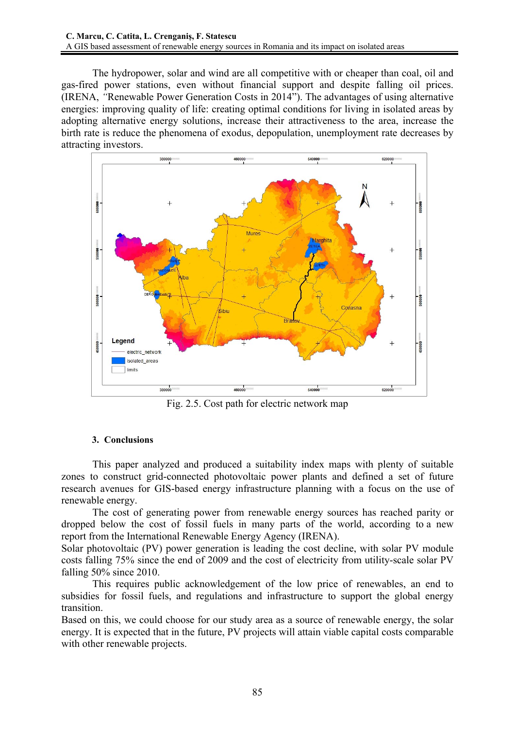The hydropower, solar and wind are all competitive with or cheaper than coal, oil and gas-fired power stations, even without financial support and despite falling oil prices. (IRENA, *"*Renewable Power Generation Costs in 2014"). The advantages of using alternative energies: improving quality of life: creating optimal conditions for living in isolated areas by adopting alternative energy solutions, increase their attractiveness to the area, increase the birth rate is reduce the phenomena of exodus, depopulation, unemployment rate decreases by attracting investors.

Fig. 2.5. Cost path for electric network map

### 3. Conclusions

This paper analyzed and produced a suitability index maps with plenty of suitable zones to construct grid-connected photovoltaic power plants and defined a set of future research avenues for GIS-based energy infrastructure planning with a focus on the use of renewable energy.

The cost of generating power from renewable energy sources has reached parity or dropped below the cost of fossil fuels in many parts of the world, according to a new report from the International Renewable Energy Agency (IRENA).

Solar photovoltaic (PV) power generation is leading the cost decline, with solar PV module costs falling 75% since the end of 2009 and the cost of electricity from utility-scale solar PV falling 50% since 2010.

This requires public acknowledgement of the low price of renewables, an end to subsidies for fossil fuels, and regulations and infrastructure to support the global energy transition.

Based on this, we could choose for our study area as a source of renewable energy, the solar energy. It is expected that in the future, PV projects will attain viable capital costs comparable with other renewable projects.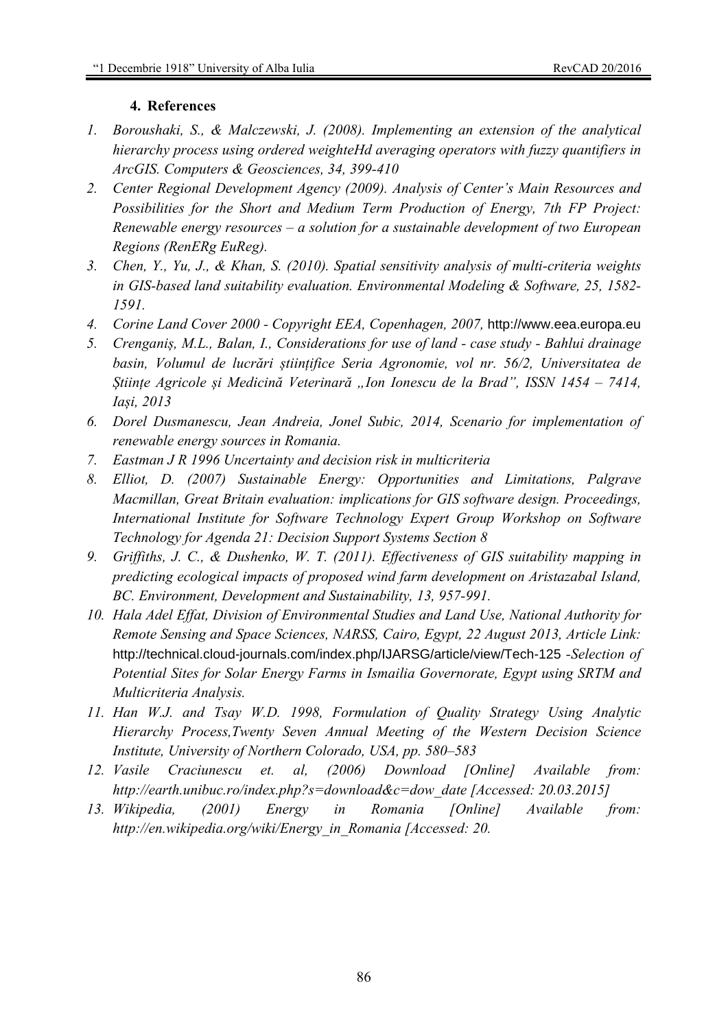### 4. References

1. *Boroushaki, S., & Malczewski, J. (2008). Implementing an extension of the analytical hierarchy process using ordered weighteHd averaging operators with fuzzy quantifiers in ArcGIS. Computers & Geosciences, 34, 399-410*
2. *Center Regional Development Agency (2009). Analysis of Center's Main Resources and Possibilities for the Short and Medium Term Production of Energy, 7th FP Project: Renewable energy resources – a solution for a sustainable development of two European Regions (RenERg EuReg).*
3. *Chen, Y., Yu, J., & Khan, S. (2010). Spatial sensitivity analysis of multi-criteria weights in GIS-based land suitability evaluation. Environmental Modeling & Software, 25, 1582-1591.*
4. *Corine Land Cover 2000 - Copyright EEA, Copenhagen, 2007,* http://www.eea.europa.eu
5. *Crenganiș, M.L., Balan, I., Considerations for use of land - case study - Bahlui drainage basin, Volumul de lucrări științifice Seria Agronomie, vol nr. 56/2, Universitatea de Științe Agricole și Medicină Veterinară „Ion Ionescu de la Brad", ISSN 1454 – 7414, Iași, 2013*
6. *Dorel Dusmanescu, Jean Andreia, Jonel Subic, 2014, Scenario for implementation of renewable energy sources in Romania.*
7. *Eastman J R 1996 Uncertainty and decision risk in multicriteria*
8. *Elliot, D. (2007) Sustainable Energy: Opportunities and Limitations, Palgrave Macmillan, Great Britain evaluation: implications for GIS software design. Proceedings, International Institute for Software Technology Expert Group Workshop on Software Technology for Agenda 21: Decision Support Systems Section 8*
9. *Griffiths, J. C., & Dushenko, W. T. (2011). Effectiveness of GIS suitability mapping in predicting ecological impacts of proposed wind farm development on Aristazabal Island, BC. Environment, Development and Sustainability, 13, 957-991.*
10. *Hala Adel Effat, Division of Environmental Studies and Land Use, National Authority for Remote Sensing and Space Sciences, NARSS, Cairo, Egypt, 22 August 2013, Article Link:* http://technical.cloud-journals.com/index.php/IJARSG/article/view/Tech-125 *-Selection of Potential Sites for Solar Energy Farms in Ismailia Governorate, Egypt using SRTM and Multicriteria Analysis.*
11. *Han W.J. and Tsay W.D. 1998, Formulation of Quality Strategy Using Analytic Hierarchy Process,Twenty Seven Annual Meeting of the Western Decision Science Institute, University of Northern Colorado, USA, pp. 580–583*
12. *Vasile Craciunescu et. al, (2006) Download [Online] Available from: http://earth.unibuc.ro/index.php?s=download&c=dow_date [Accessed: 20.03.2015]*
13. *Wikipedia, (2001) Energy in Romania [Online] Available from: http://en.wikipedia.org/wiki/Energy_in_Romania [Accessed: 20.*